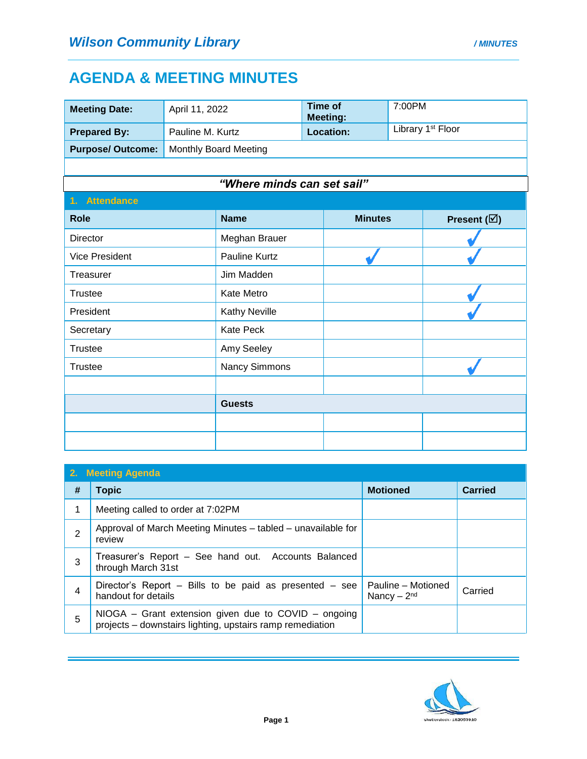# Wilson Community Library

## AGENDA & MEETING MINUTES

| | | | |
|---|---|---|---|
| **Meeting Date:** | April 11, 2022 | **Time of Meeting:** | 7:00PM |
| **Prepared By:** | Pauline M. Kurtz | **Location:** | Library 1st Floor |
| **Purpose/ Outcome:** | Monthly Board Meeting | | |

***"Where minds can set sail"***

### 1. Attendance

| Role | Name | Minutes | Present (☑) |
|---|---|---|---|
| Director | Meghan Brauer | | ✓ |
| Vice President | Pauline Kurtz | ✓ | ✓ |
| Treasurer | Jim Madden | | |
| Trustee | Kate Metro | | ✓ |
| President | Kathy Neville | | ✓ |
| Secretary | Kate Peck | | |
| Trustee | Amy Seeley | | |
| Trustee | Nancy Simmons | | ✓ |
| | | | |
| | **Guests** | | |
| | | | |
| | | | |

### 2. Meeting Agenda

| # | Topic | Motioned | Carried |
|---|---|---|---|
| 1 | Meeting called to order at 7:02PM | | |
| 2 | Approval of March Meeting Minutes – tabled – unavailable for review | | |
| 3 | Treasurer's Report – See hand out. Accounts Balanced through March 31st | | |
| 4 | Director's Report – Bills to be paid as presented – see handout for details | Pauline – Motioned Nancy – 2nd | Carried |
| 5 | NIOGA – Grant extension given due to COVID – ongoing projects – downstairs lighting, upstairs ramp remediation | | |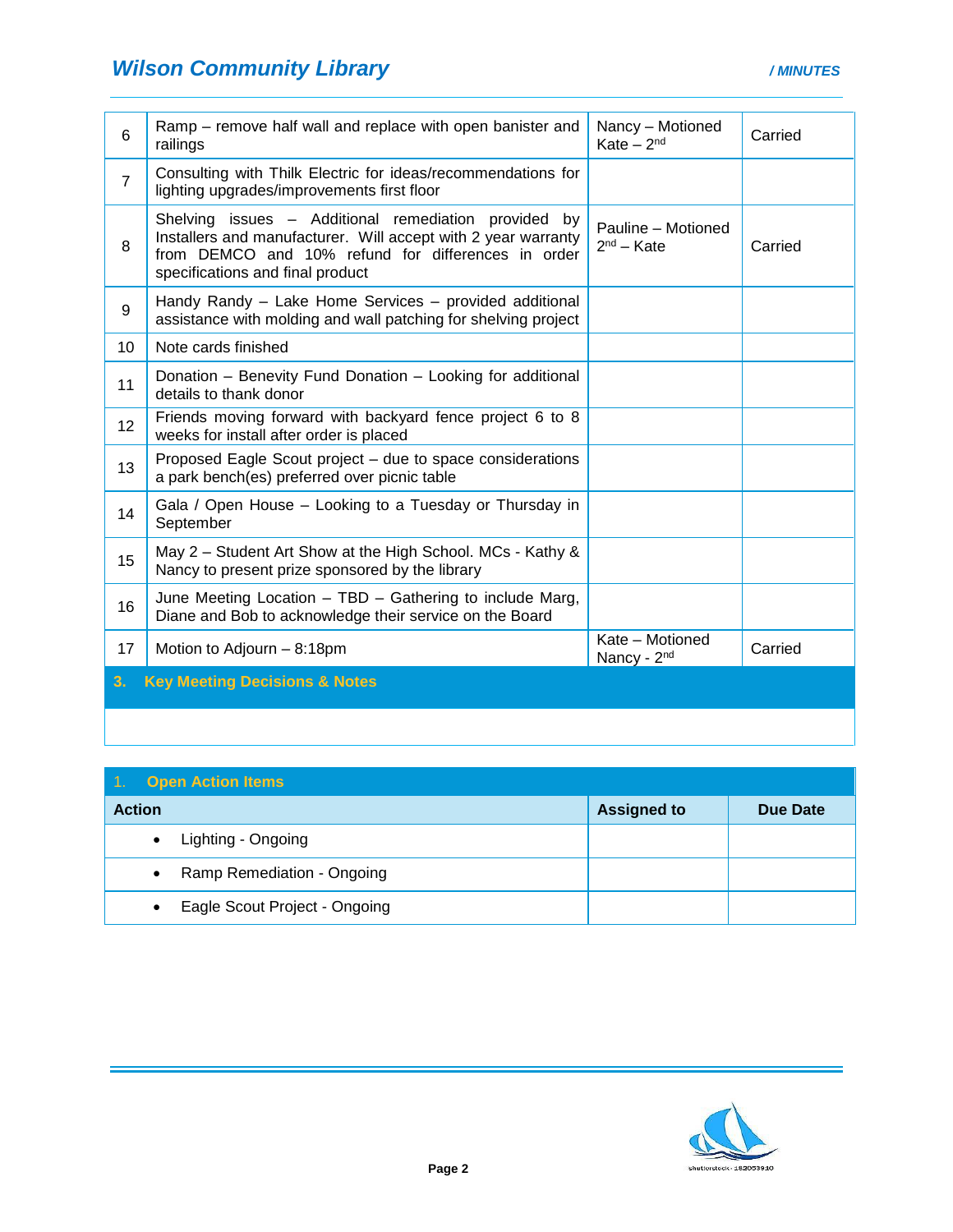| | | | |
|---|---|---|---|
| 6 | Ramp – remove half wall and replace with open banister and railings | Nancy – Motioned Kate – 2nd | Carried |
| 7 | Consulting with Thilk Electric for ideas/recommendations for lighting upgrades/improvements first floor | | |
| 8 | Shelving issues – Additional remediation provided by Installers and manufacturer. Will accept with 2 year warranty from DEMCO and 10% refund for differences in order specifications and final product | Pauline – Motioned 2nd – Kate | Carried |
| 9 | Handy Randy – Lake Home Services – provided additional assistance with molding and wall patching for shelving project | | |
| 10 | Note cards finished | | |
| 11 | Donation – Benevity Fund Donation – Looking for additional details to thank donor | | |
| 12 | Friends moving forward with backyard fence project 6 to 8 weeks for install after order is placed | | |
| 13 | Proposed Eagle Scout project – due to space considerations a park bench(es) preferred over picnic table | | |
| 14 | Gala / Open House – Looking to a Tuesday or Thursday in September | | |
| 15 | May 2 – Student Art Show at the High School. MCs - Kathy & Nancy to present prize sponsored by the library | | |
| 16 | June Meeting Location – TBD – Gathering to include Marg, Diane and Bob to acknowledge their service on the Board | | |
| 17 | Motion to Adjourn – 8:18pm | Kate – Motioned Nancy - 2nd | Carried |

## 3. Key Meeting Decisions & Notes

## 1. Open Action Items

| Action | Assigned to | Due Date |
|---|---|---|
| • Lighting - Ongoing | | |
| • Ramp Remediation - Ongoing | | |
| • Eagle Scout Project - Ongoing | | |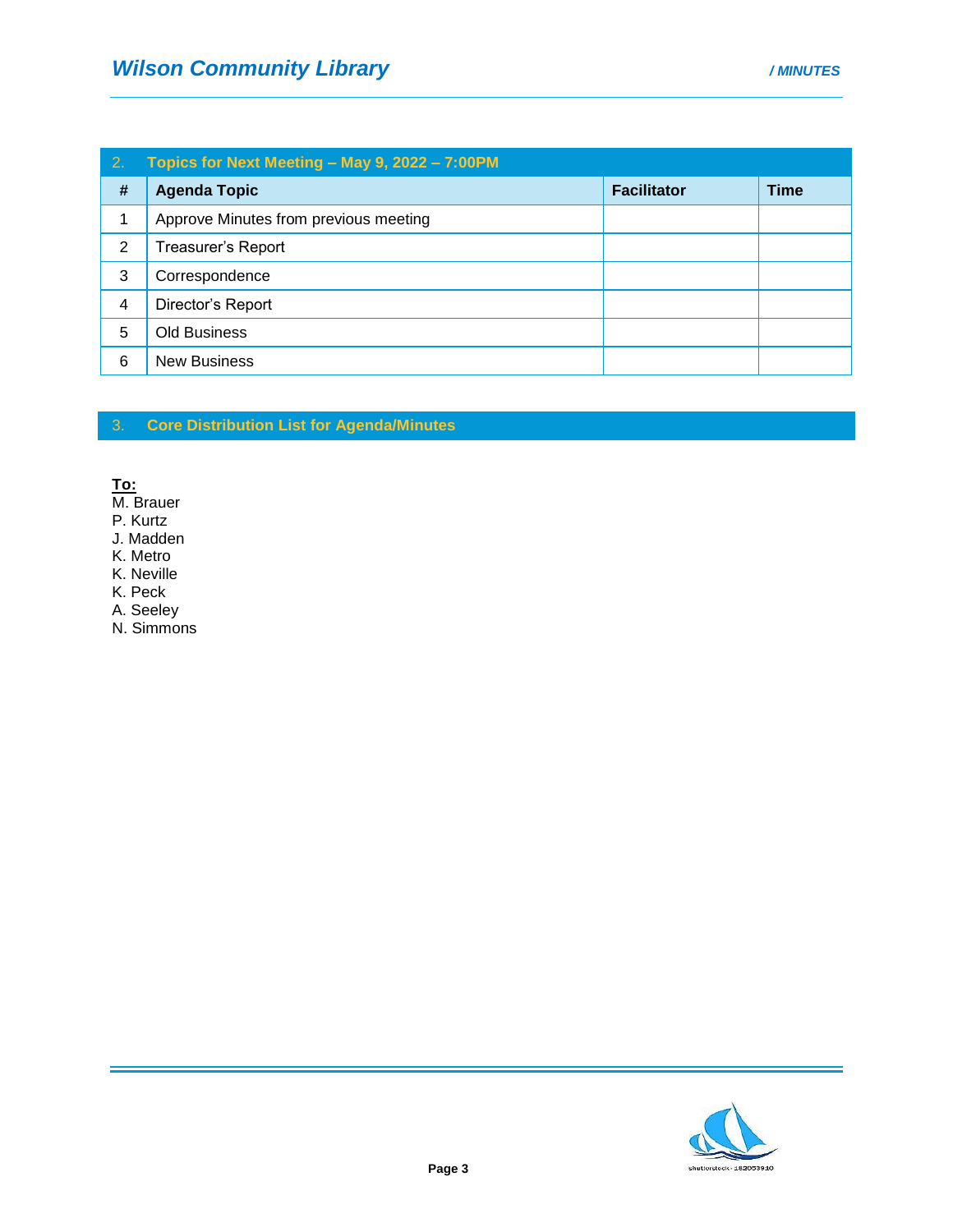## 2. Topics for Next Meeting – May 9, 2022 – 7:00PM

| # | Agenda Topic | Facilitator | Time |
|---|---|---|---|
| 1 | Approve Minutes from previous meeting | | |
| 2 | Treasurer's Report | | |
| 3 | Correspondence | | |
| 4 | Director's Report | | |
| 5 | Old Business | | |
| 6 | New Business | | |

## 3. Core Distribution List for Agenda/Minutes

**To:**
M. Brauer
P. Kurtz
J. Madden
K. Metro
K. Neville
K. Peck
A. Seeley
N. Simmons